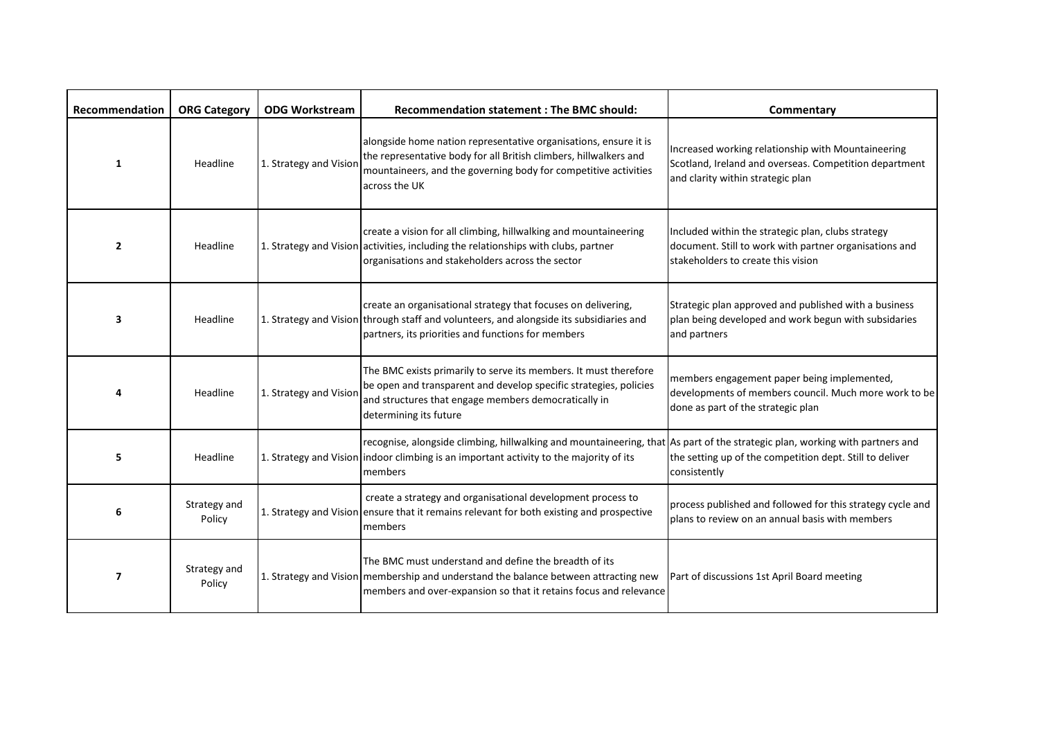| Recommendation | ORG Category | ODG Workstream | Recommendation statement : The BMC should: | Commentary |
|---|---|---|---|---|
| 1 | Headline | 1. Strategy and Vision | alongside home nation representative organisations, ensure it is the representative body for all British climbers, hillwalkers and mountaineers, and the governing body for competitive activities across the UK | Increased working relationship with Mountaineering Scotland, Ireland and overseas. Competition department and clarity within strategic plan |
| 2 | Headline | 1. Strategy and Vision | create a vision for all climbing, hillwalking and mountaineering activities, including the relationships with clubs, partner organisations and stakeholders across the sector | Included within the strategic plan, clubs strategy document. Still to work with partner organisations and stakeholders to create this vision |
| 3 | Headline | 1. Strategy and Vision | create an organisational strategy that focuses on delivering, through staff and volunteers, and alongside its subsidiaries and partners, its priorities and functions for members | Strategic plan approved and published with a business plan being developed and work begun with subsidaries and partners |
| 4 | Headline | 1. Strategy and Vision | The BMC exists primarily to serve its members. It must therefore be open and transparent and develop specific strategies, policies and structures that engage members democratically in determining its future | members engagement paper being implemented, developments of members council. Much more work to be done as part of the strategic plan |
| 5 | Headline | 1. Strategy and Vision | recognise, alongside climbing, hillwalking and mountaineering, that indoor climbing is an important activity to the majority of its members | As part of the strategic plan, working with partners and the setting up of the competition dept. Still to deliver consistently |
| 6 | Strategy and Policy | 1. Strategy and Vision | create a strategy and organisational development process to ensure that it remains relevant for both existing and prospective members | process published and followed for this strategy cycle and plans to review on an annual basis with members |
| 7 | Strategy and Policy | 1. Strategy and Vision | The BMC must understand and define the breadth of its membership and understand the balance between attracting new members and over-expansion so that it retains focus and relevance | Part of discussions 1st April Board meeting |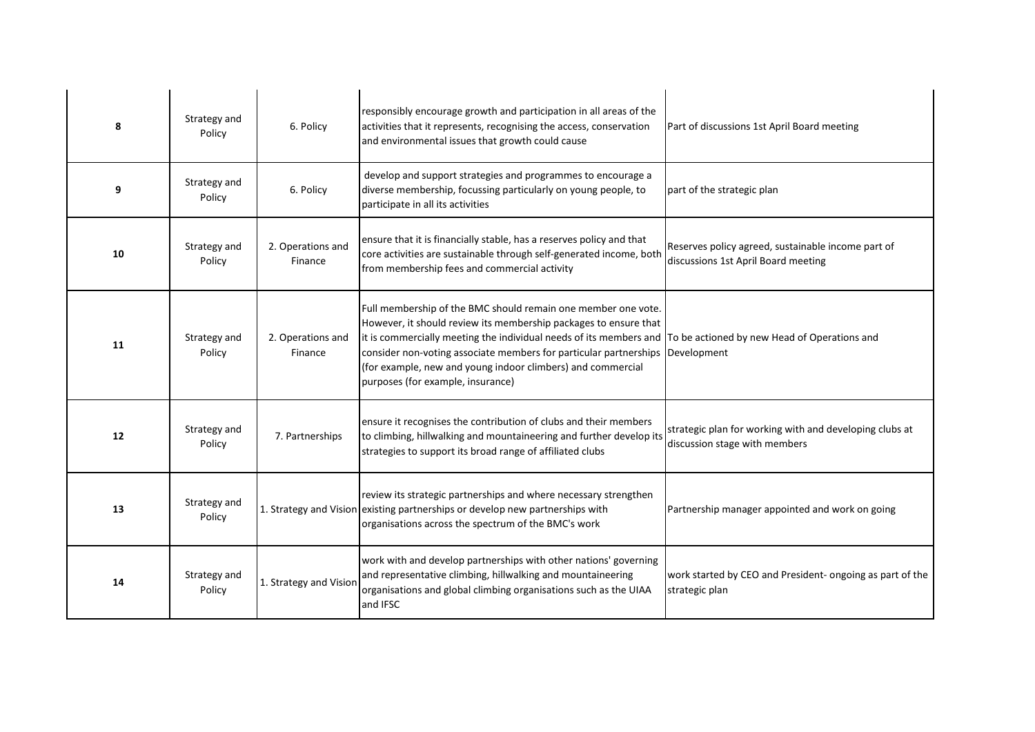| | | | | |
|---|---|---|---|---|
| 8 | Strategy and Policy | 6. Policy | responsibly encourage growth and participation in all areas of the activities that it represents, recognising the access, conservation and environmental issues that growth could cause | Part of discussions 1st April Board meeting |
| 9 | Strategy and Policy | 6. Policy | develop and support strategies and programmes to encourage a diverse membership, focussing particularly on young people, to participate in all its activities | part of the strategic plan |
| 10 | Strategy and Policy | 2. Operations and Finance | ensure that it is financially stable, has a reserves policy and that core activities are sustainable through self-generated income, both from membership fees and commercial activity | Reserves policy agreed, sustainable income part of discussions 1st April Board meeting |
| 11 | Strategy and Policy | 2. Operations and Finance | Full membership of the BMC should remain one member one vote. However, it should review its membership packages to ensure that it is commercially meeting the individual needs of its members and consider non-voting associate members for particular partnerships (for example, new and young indoor climbers) and commercial purposes (for example, insurance) | To be actioned by new Head of Operations and Development |
| 12 | Strategy and Policy | 7. Partnerships | ensure it recognises the contribution of clubs and their members to climbing, hillwalking and mountaineering and further develop its strategies to support its broad range of affiliated clubs | strategic plan for working with and developing clubs at discussion stage with members |
| 13 | Strategy and Policy | 1. Strategy and Vision | review its strategic partnerships and where necessary strengthen existing partnerships or develop new partnerships with organisations across the spectrum of the BMC's work | Partnership manager appointed and work on going |
| 14 | Strategy and Policy | 1. Strategy and Vision | work with and develop partnerships with other nations' governing and representative climbing, hillwalking and mountaineering organisations and global climbing organisations such as the UIAA and IFSC | work started by CEO and President- ongoing as part of the strategic plan |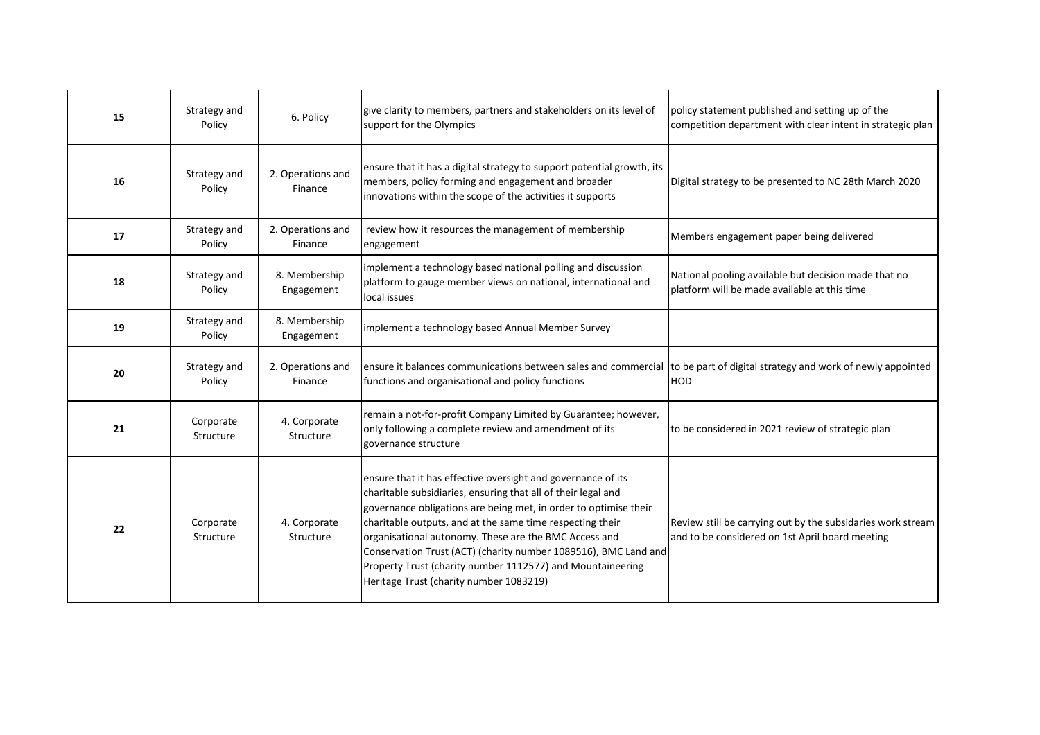| | | | | |
|---|---|---|---|---|
| **15** | Strategy and Policy | 6. Policy | give clarity to members, partners and stakeholders on its level of support for the Olympics | policy statement published and setting up of the competition department with clear intent in strategic plan |
| **16** | Strategy and Policy | 2. Operations and Finance | ensure that it has a digital strategy to support potential growth, its members, policy forming and engagement and broader innovations within the scope of the activities it supports | Digital strategy to be presented to NC 28th March 2020 |
| **17** | Strategy and Policy | 2. Operations and Finance | review how it resources the management of membership engagement | Members engagement paper being delivered |
| **18** | Strategy and Policy | 8. Membership Engagement | implement a technology based national polling and discussion platform to gauge member views on national, international and local issues | National pooling available but decision made that no platform will be made available at this time |
| **19** | Strategy and Policy | 8. Membership Engagement | implement a technology based Annual Member Survey | |
| **20** | Strategy and Policy | 2. Operations and Finance | ensure it balances communications between sales and commercial functions and organisational and policy functions | to be part of digital strategy and work of newly appointed HOD |
| **21** | Corporate Structure | 4. Corporate Structure | remain a not-for-profit Company Limited by Guarantee; however, only following a complete review and amendment of its governance structure | to be considered in 2021 review of strategic plan |
| **22** | Corporate Structure | 4. Corporate Structure | ensure that it has effective oversight and governance of its charitable subsidiaries, ensuring that all of their legal and governance obligations are being met, in order to optimise their charitable outputs, and at the same time respecting their organisational autonomy. These are the BMC Access and Conservation Trust (ACT) (charity number 1089516), BMC Land and Property Trust (charity number 1112577) and Mountaineering Heritage Trust (charity number 1083219) | Review still be carrying out by the subsidaries work stream and to be considered on 1st April board meeting |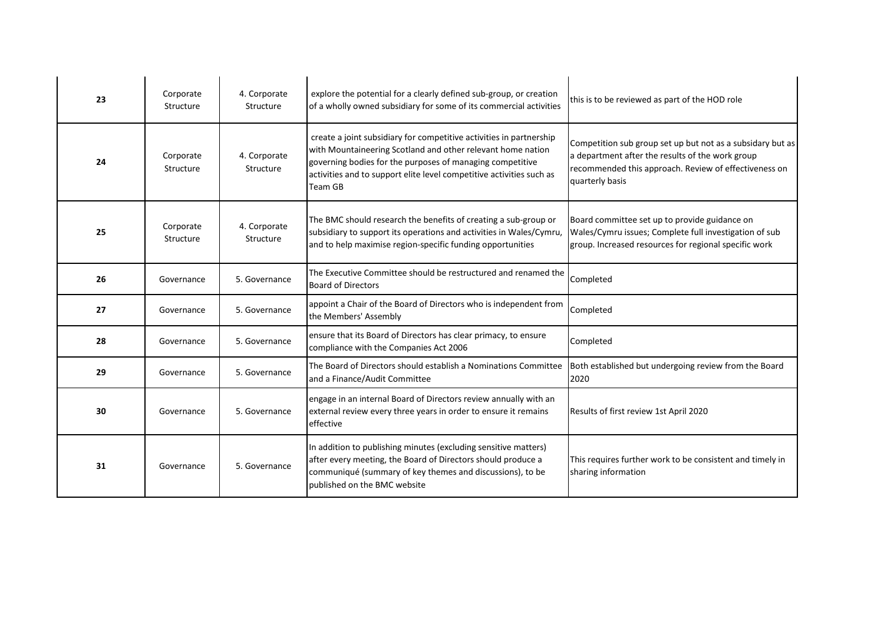| | | | | |
|---|---|---|---|---|
| 23 | Corporate Structure | 4. Corporate Structure | explore the potential for a clearly defined sub-group, or creation of a wholly owned subsidiary for some of its commercial activities | this is to be reviewed as part of the HOD role |
| 24 | Corporate Structure | 4. Corporate Structure | create a joint subsidiary for competitive activities in partnership with Mountaineering Scotland and other relevant home nation governing bodies for the purposes of managing competitive activities and to support elite level competitive activities such as Team GB | Competition sub group set up but not as a subsidary but as a department after the results of the work group recommended this approach. Review of effectiveness on quarterly basis |
| 25 | Corporate Structure | 4. Corporate Structure | The BMC should research the benefits of creating a sub-group or subsidiary to support its operations and activities in Wales/Cymru, and to help maximise region-specific funding opportunities | Board committee set up to provide guidance on Wales/Cymru issues; Complete full investigation of sub group. Increased resources for regional specific work |
| 26 | Governance | 5. Governance | The Executive Committee should be restructured and renamed the Board of Directors | Completed |
| 27 | Governance | 5. Governance | appoint a Chair of the Board of Directors who is independent from the Members' Assembly | Completed |
| 28 | Governance | 5. Governance | ensure that its Board of Directors has clear primacy, to ensure compliance with the Companies Act 2006 | Completed |
| 29 | Governance | 5. Governance | The Board of Directors should establish a Nominations Committee and a Finance/Audit Committee | Both established but undergoing review from the Board 2020 |
| 30 | Governance | 5. Governance | engage in an internal Board of Directors review annually with an external review every three years in order to ensure it remains effective | Results of first review 1st April 2020 |
| 31 | Governance | 5. Governance | In addition to publishing minutes (excluding sensitive matters) after every meeting, the Board of Directors should produce a communiqué (summary of key themes and discussions), to be published on the BMC website | This requires further work to be consistent and timely in sharing information |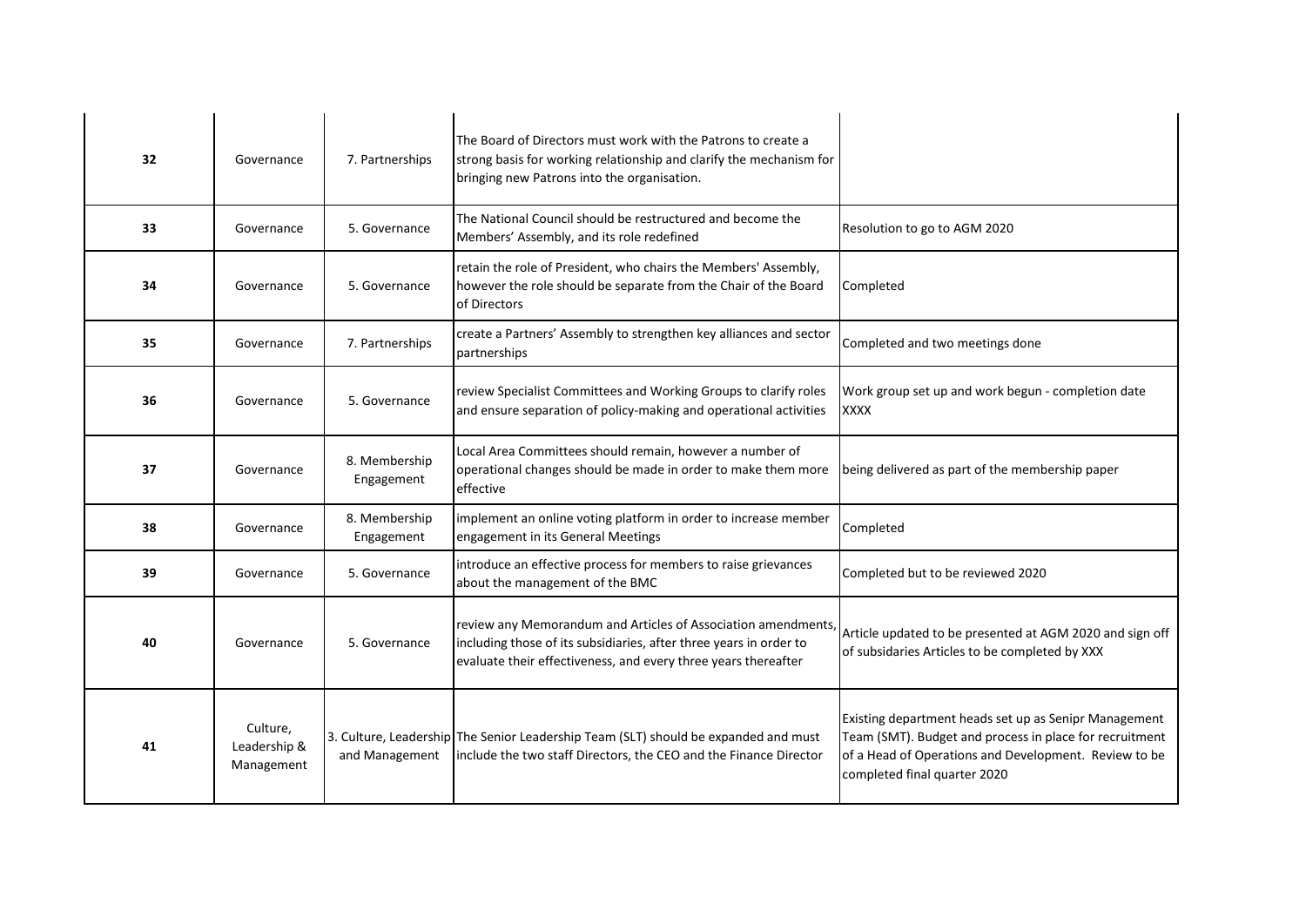| | | | | |
|---|---|---|---|---|
| 32 | Governance | 7. Partnerships | The Board of Directors must work with the Patrons to create a strong basis for working relationship and clarify the mechanism for bringing new Patrons into the organisation. | |
| 33 | Governance | 5. Governance | The National Council should be restructured and become the Members' Assembly, and its role redefined | Resolution to go to AGM 2020 |
| 34 | Governance | 5. Governance | retain the role of President, who chairs the Members' Assembly, however the role should be separate from the Chair of the Board of Directors | Completed |
| 35 | Governance | 7. Partnerships | create a Partners' Assembly to strengthen key alliances and sector partnerships | Completed and two meetings done |
| 36 | Governance | 5. Governance | review Specialist Committees and Working Groups to clarify roles and ensure separation of policy-making and operational activities | Work group set up and work begun - completion date XXXX |
| 37 | Governance | 8. Membership Engagement | Local Area Committees should remain, however a number of operational changes should be made in order to make them more effective | being delivered as part of the membership paper |
| 38 | Governance | 8. Membership Engagement | implement an online voting platform in order to increase member engagement in its General Meetings | Completed |
| 39 | Governance | 5. Governance | introduce an effective process for members to raise grievances about the management of the BMC | Completed but to be reviewed 2020 |
| 40 | Governance | 5. Governance | review any Memorandum and Articles of Association amendments, including those of its subsidiaries, after three years in order to evaluate their effectiveness, and every three years thereafter | Article updated to be presented at AGM 2020 and sign off of subsidaries Articles to be completed by XXX |
| 41 | Culture, Leadership & Management | 3. Culture, Leadership and Management | The Senior Leadership Team (SLT) should be expanded and must include the two staff Directors, the CEO and the Finance Director | Existing department heads set up as Senipr Management Team (SMT). Budget and process in place for recruitment of a Head of Operations and Development. Review to be completed final quarter 2020 |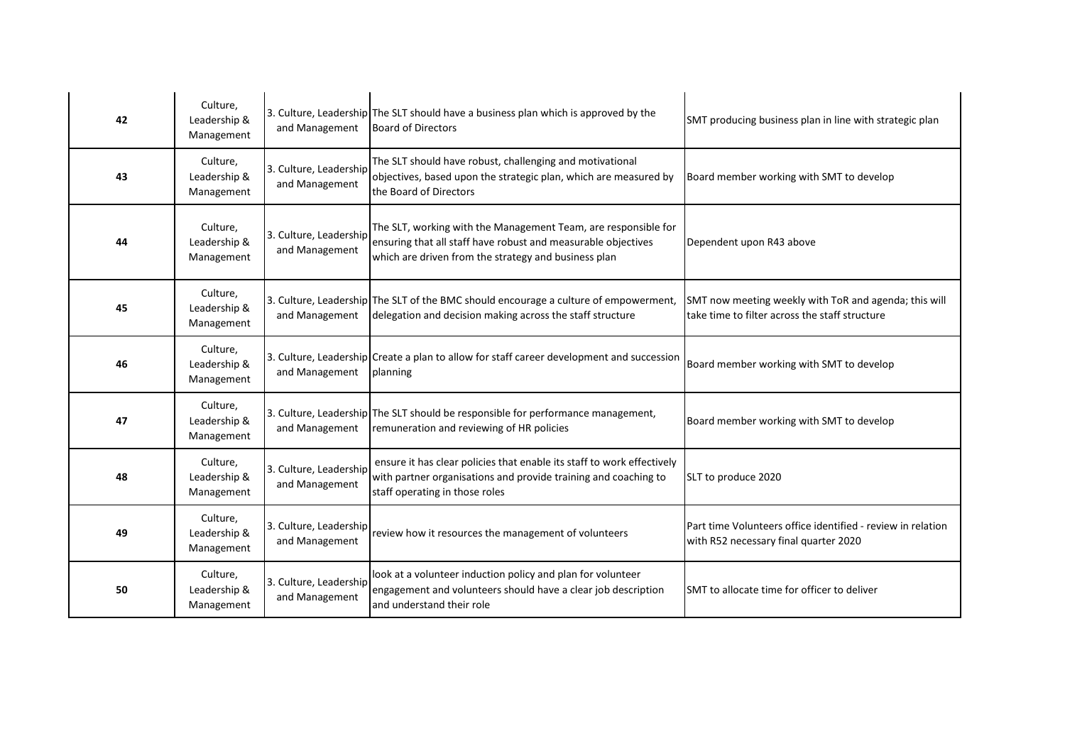| | | | | |
|---|---|---|---|---|
| 42 | Culture, Leadership & Management | 3. Culture, Leadership and Management | The SLT should have a business plan which is approved by the Board of Directors | SMT producing business plan in line with strategic plan |
| 43 | Culture, Leadership & Management | 3. Culture, Leadership and Management | The SLT should have robust, challenging and motivational objectives, based upon the strategic plan, which are measured by the Board of Directors | Board member working with SMT to develop |
| 44 | Culture, Leadership & Management | 3. Culture, Leadership and Management | The SLT, working with the Management Team, are responsible for ensuring that all staff have robust and measurable objectives which are driven from the strategy and business plan | Dependent upon R43 above |
| 45 | Culture, Leadership & Management | 3. Culture, Leadership and Management | The SLT of the BMC should encourage a culture of empowerment, delegation and decision making across the staff structure | SMT now meeting weekly with ToR and agenda; this will take time to filter across the staff structure |
| 46 | Culture, Leadership & Management | 3. Culture, Leadership and Management | Create a plan to allow for staff career development and succession planning | Board member working with SMT to develop |
| 47 | Culture, Leadership & Management | 3. Culture, Leadership and Management | The SLT should be responsible for performance management, remuneration and reviewing of HR policies | Board member working with SMT to develop |
| 48 | Culture, Leadership & Management | 3. Culture, Leadership and Management | ensure it has clear policies that enable its staff to work effectively with partner organisations and provide training and coaching to staff operating in those roles | SLT to produce 2020 |
| 49 | Culture, Leadership & Management | 3. Culture, Leadership and Management | review how it resources the management of volunteers | Part time Volunteers office identified - review in relation with R52 necessary final quarter 2020 |
| 50 | Culture, Leadership & Management | 3. Culture, Leadership and Management | look at a volunteer induction policy and plan for volunteer engagement and volunteers should have a clear job description and understand their role | SMT to allocate time for officer to deliver |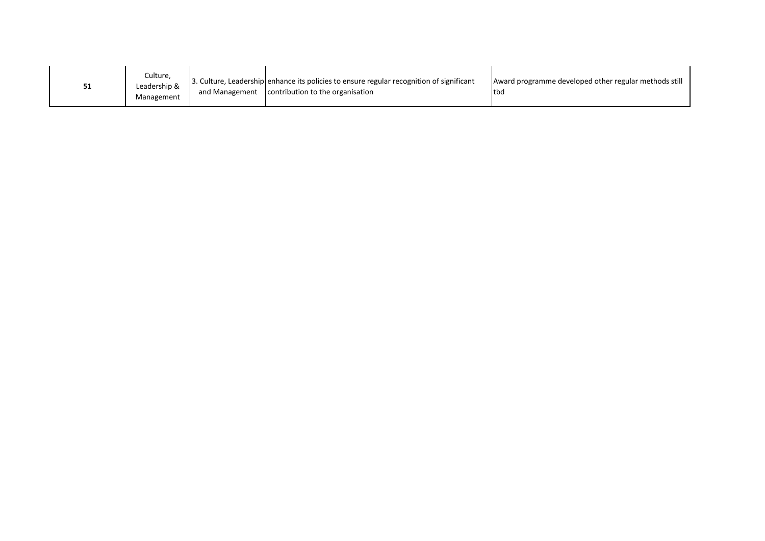| | | | | |
|---|---|---|---|---|
| **51** | Culture, Leadership & Management | 3. Culture, Leadership and Management | enhance its policies to ensure regular recognition of significant contribution to the organisation | Award programme developed other regular methods still tbd |